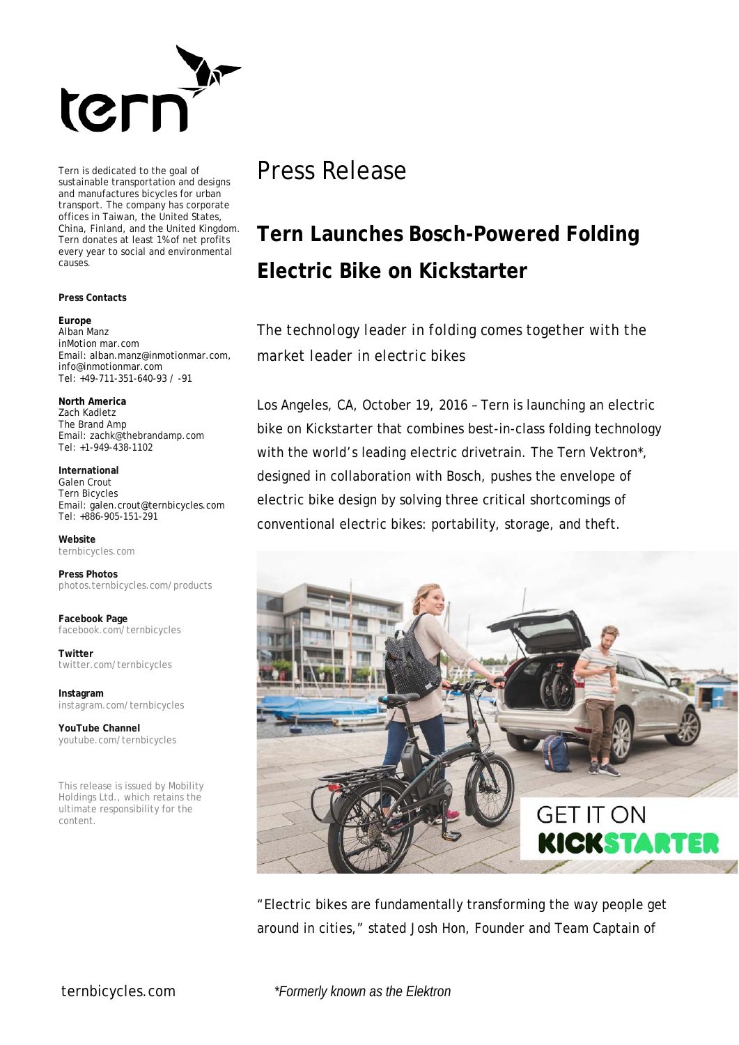Tern is dedicated to the goal of sustainable transportation and designs and manufactures bicycles for urban transport. The company has corporate offices in Taiwan, the United States, China, Finland, and the United Kingdom. Tern donates at least 1% of net profits every year to social and environmental causes.

**Press Contacts**

**Europe**
Alban Manz
inMotion mar.com
Email: alban.manz@inmotionmar.com, info@inmotionmar.com
Tel: +49-711-351-640-93 / -91

**North America**
Zach Kadletz
The Brand Amp
Email: zachk@thebrandamp.com
Tel: +1-949-438-1102

**International**
Galen Crout
Tern Bicycles
Email: galen.crout@ternbicycles.com
Tel: +886-905-151-291

**Website**
ternbicycles.com

**Press Photos**
photos.ternbicycles.com/products

**Facebook Page**
facebook.com/ternbicycles

**Twitter**
twitter.com/ternbicycles

**Instagram**
instagram.com/ternbicycles

**YouTube Channel**
youtube.com/ternbicycles

This release is issued by Mobility Holdings Ltd., which retains the ultimate responsibility for the content.

# Press Release

## Tern Launches Bosch-Powered Folding Electric Bike on Kickstarter

The technology leader in folding comes together with the market leader in electric bikes

Los Angeles, CA, October 19, 2016 – Tern is launching an electric bike on Kickstarter that combines best-in-class folding technology with the world's leading electric drivetrain. The Tern Vektron*, designed in collaboration with Bosch, pushes the envelope of electric bike design by solving three critical shortcomings of conventional electric bikes: portability, storage, and theft.

"Electric bikes are fundamentally transforming the way people get around in cities," stated Josh Hon, Founder and Team Captain of

*Formerly known as the Elektron*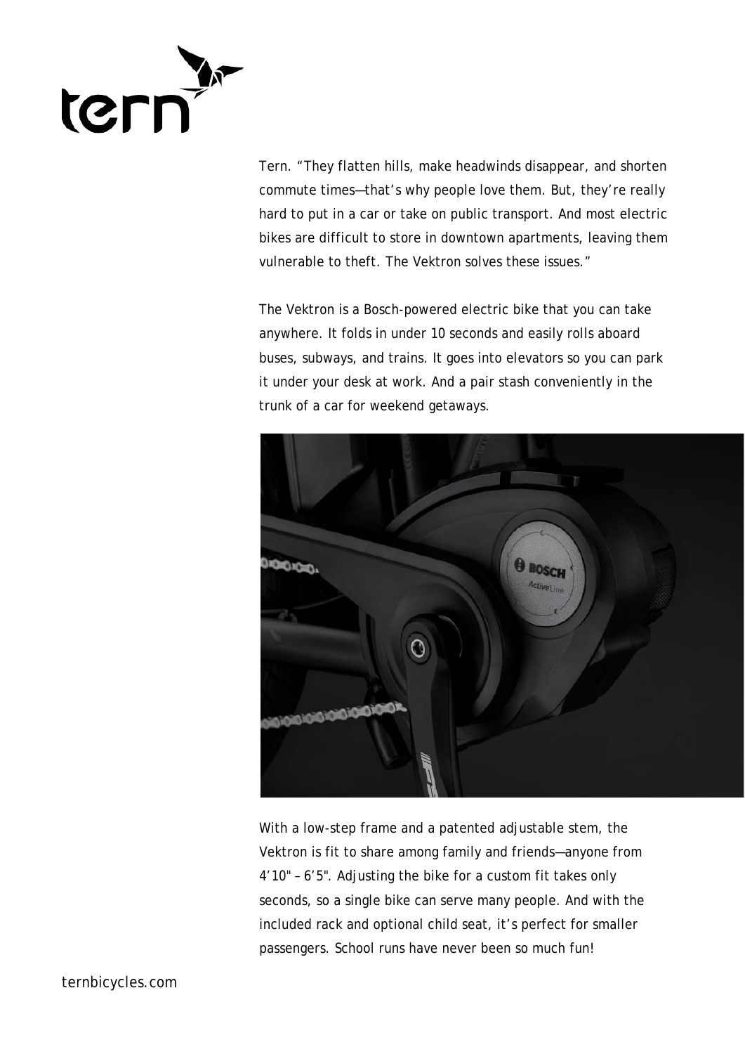Tern. “They flatten hills, make headwinds disappear, and shorten commute times—that’s why people love them. But, they’re really hard to put in a car or take on public transport. And most electric bikes are difficult to store in downtown apartments, leaving them vulnerable to theft. The Vektron solves these issues.”

The Vektron is a Bosch-powered electric bike that you can take anywhere. It folds in under 10 seconds and easily rolls aboard buses, subways, and trains. It goes into elevators so you can park it under your desk at work. And a pair stash conveniently in the trunk of a car for weekend getaways.

With a low-step frame and a patented adjustable stem, the Vektron is fit to share among family and friends—anyone from 4’10" – 6’5". Adjusting the bike for a custom fit takes only seconds, so a single bike can serve many people. And with the included rack and optional child seat, it’s perfect for smaller passengers. School runs have never been so much fun!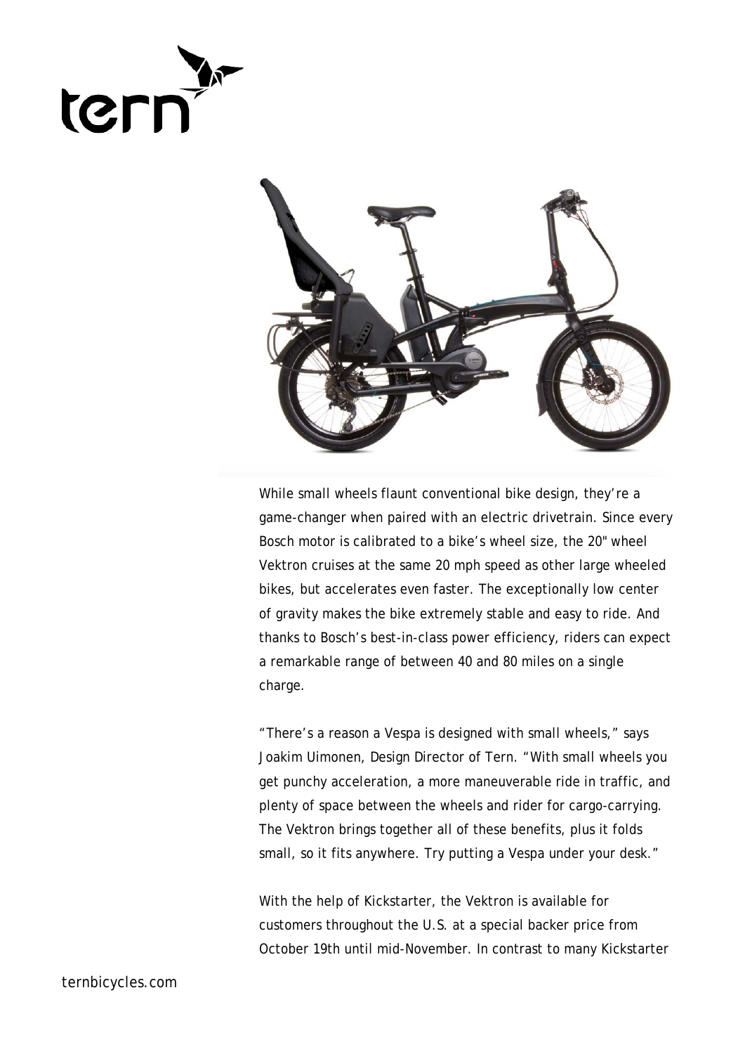While small wheels flaunt conventional bike design, they're a game-changer when paired with an electric drivetrain. Since every Bosch motor is calibrated to a bike's wheel size, the 20" wheel Vektron cruises at the same 20 mph speed as other large wheeled bikes, but accelerates even faster. The exceptionally low center of gravity makes the bike extremely stable and easy to ride. And thanks to Bosch's best-in-class power efficiency, riders can expect a remarkable range of between 40 and 80 miles on a single charge.

"There's a reason a Vespa is designed with small wheels," says Joakim Uimonen, Design Director of Tern. "With small wheels you get punchy acceleration, a more maneuverable ride in traffic, and plenty of space between the wheels and rider for cargo-carrying. The Vektron brings together all of these benefits, plus it folds small, so it fits anywhere. Try putting a Vespa under your desk."

With the help of Kickstarter, the Vektron is available for customers throughout the U.S. at a special backer price from October 19th until mid-November. In contrast to many Kickstarter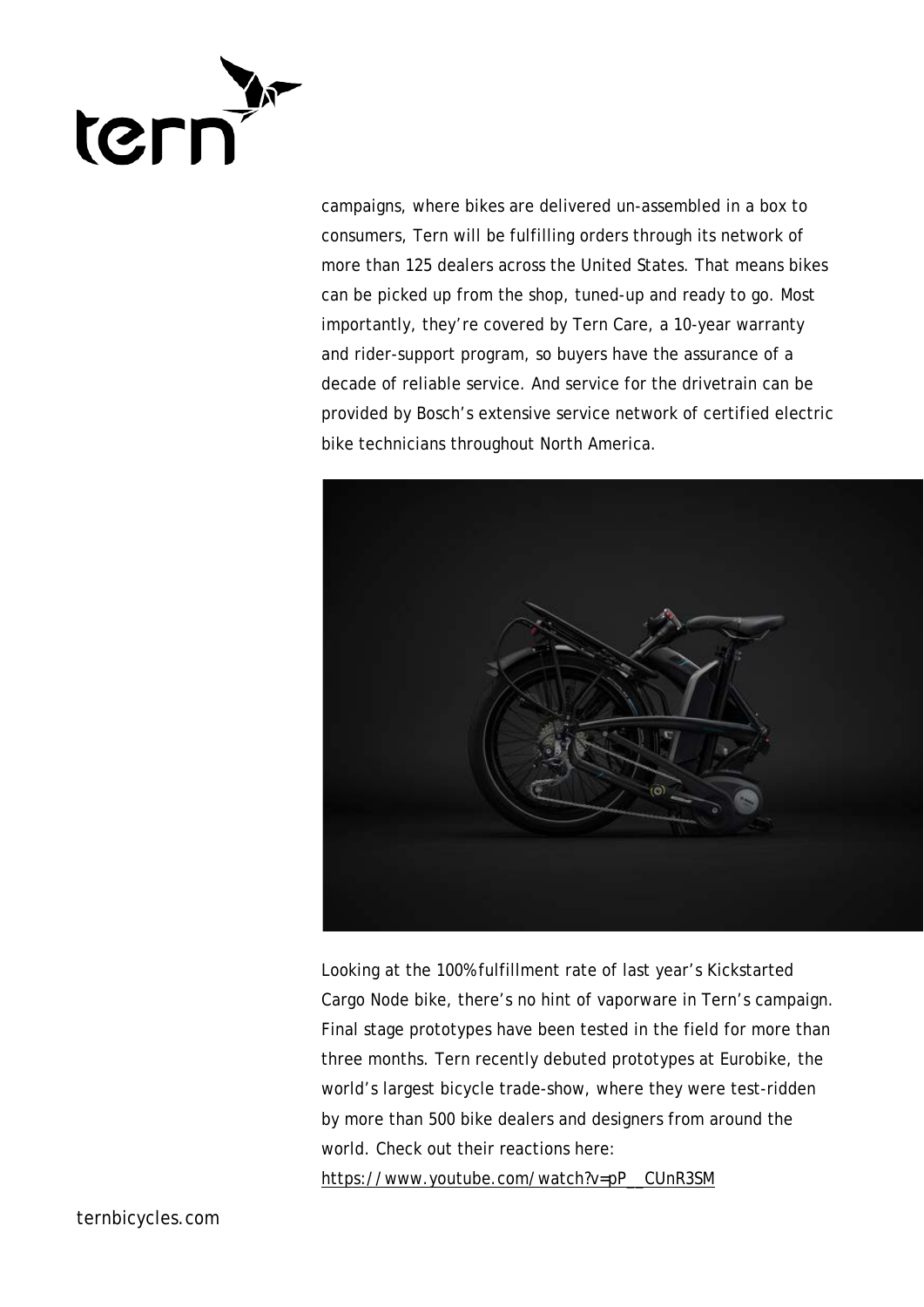campaigns, where bikes are delivered un-assembled in a box to consumers, Tern will be fulfilling orders through its network of more than 125 dealers across the United States. That means bikes can be picked up from the shop, tuned-up and ready to go. Most importantly, they're covered by Tern Care, a 10-year warranty and rider-support program, so buyers have the assurance of a decade of reliable service. And service for the drivetrain can be provided by Bosch's extensive service network of certified electric bike technicians throughout North America.

Looking at the 100% fulfillment rate of last year's Kickstarted Cargo Node bike, there's no hint of vaporware in Tern's campaign. Final stage prototypes have been tested in the field for more than three months. Tern recently debuted prototypes at Eurobike, the world's largest bicycle trade-show, where they were test-ridden by more than 500 bike dealers and designers from around the world. Check out their reactions here: https://www.youtube.com/watch?v=pP__CUnR3SM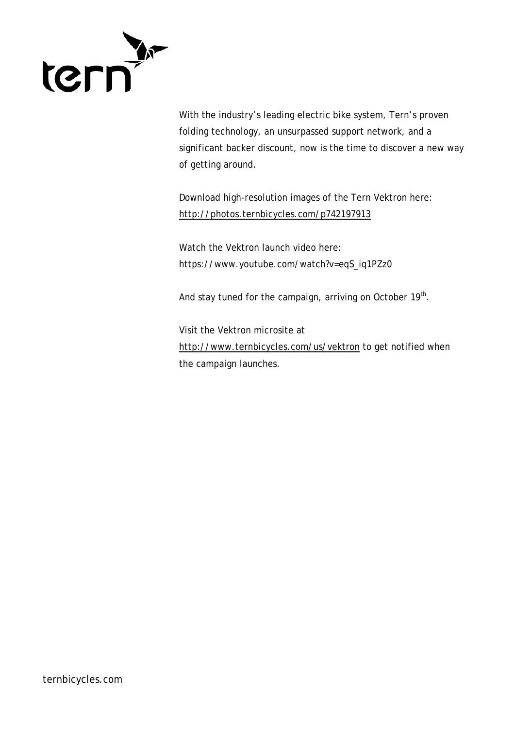With the industry's leading electric bike system, Tern's proven folding technology, an unsurpassed support network, and a significant backer discount, now is the time to discover a new way of getting around.

Download high-resolution images of the Tern Vektron here:
http://photos.ternbicycles.com/p742197913

Watch the Vektron launch video here:
https://www.youtube.com/watch?v=eqS_iq1PZz0

And stay tuned for the campaign, arriving on October 19th.

Visit the Vektron microsite at
http://www.ternbicycles.com/us/vektron to get notified when the campaign launches.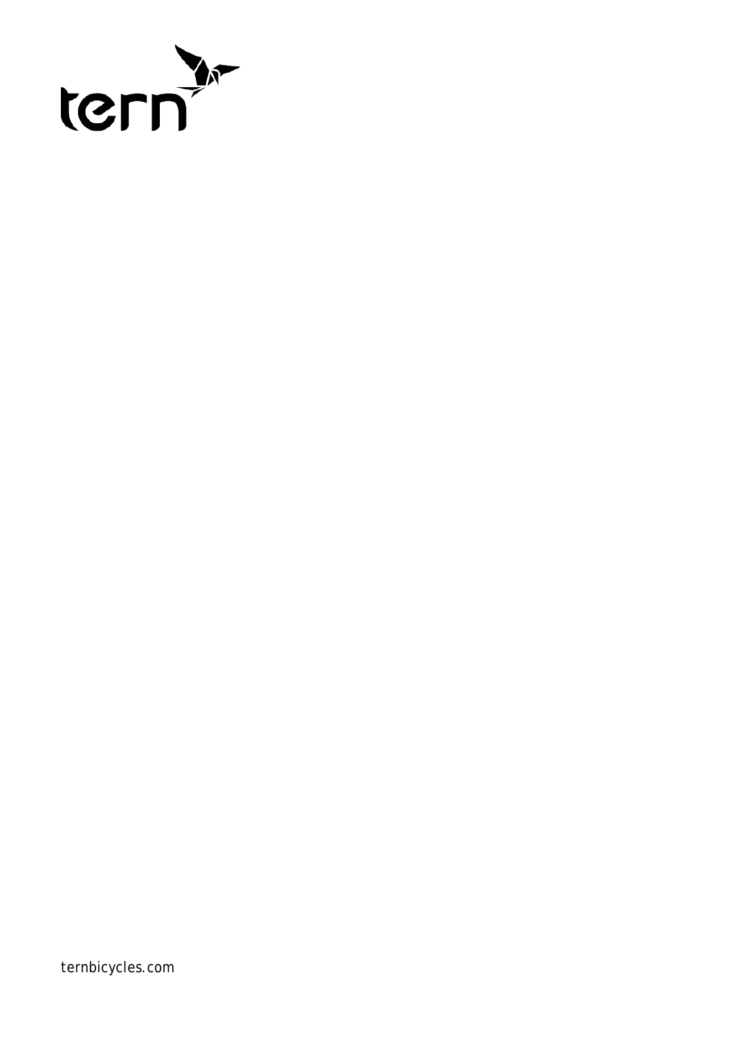tern

ternbicycles.com